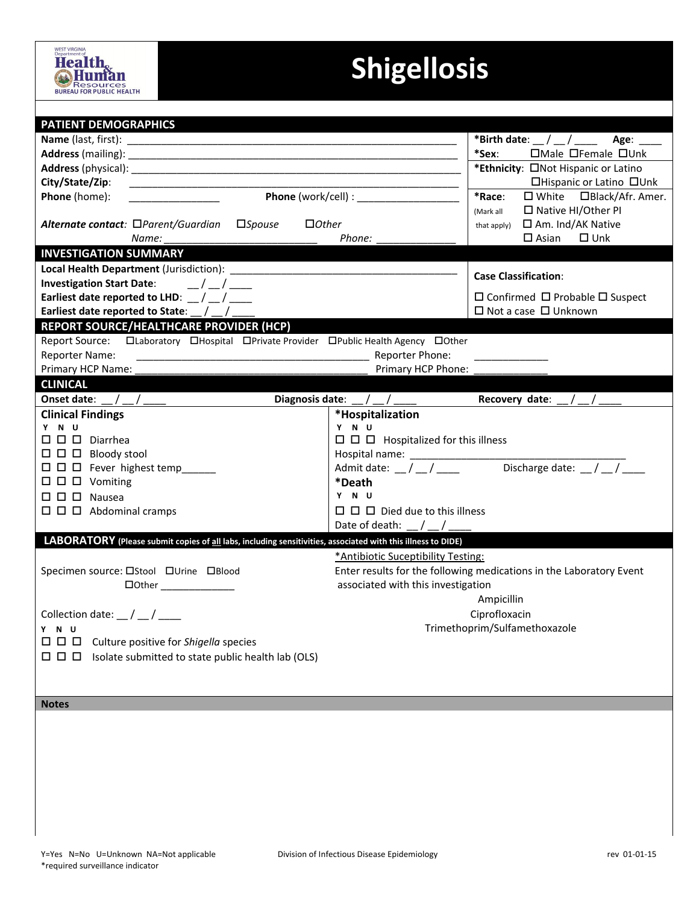WEST VIRGINIA Department of Health & Human Resources BUREAU FOR PUBLIC HEALTH

# Shigellosis

## PATIENT DEMOGRAPHICS

**Name** (last, first): ______________________________________________

**Address** (mailing): ______________________________________________

**Address** (physical): ______________________________________________

**City/State/Zip**: ______________________________________________

**Phone** (home): ________________ **Phone** (work/cell) : __________________

***Alternate contact***: ☐*Parent/Guardian* ☐*Spouse* ☐*Other*

*Name:* ___________________________ *Phone:* ______________

***Birth date**: __ / __ / ____ **Age**: ____

***Sex**: ☐Male ☐Female ☐Unk

***Ethnicity**: ☐Not Hispanic or Latino ☐Hispanic or Latino ☐Unk

***Race**: (Mark all that apply) ☐ White ☐Black/Afr. Amer. ☐ Native HI/Other PI ☐ Am. Ind/AK Native ☐ Asian ☐ Unk

## INVESTIGATION SUMMARY

**Local Health Department** (Jurisdiction): ________________________________________

**Investigation Start Date**: __ / __ / ____

**Earliest date reported to LHD**: __ / __ / ____

**Earliest date reported to State**: __ / __ / ____

**Case Classification**:

☐ Confirmed ☐ Probable ☐ Suspect ☐ Not a case ☐ Unknown

## REPORT SOURCE/HEALTHCARE PROVIDER (HCP)

Report Source: ☐Laboratory ☐Hospital ☐Private Provider ☐Public Health Agency ☐Other

Reporter Name: ________________________________________ Reporter Phone: _____________

Primary HCP Name: ________________________________________ Primary HCP Phone: _____________

## CLINICAL

**Onset date**: __ / __ / ____ **Diagnosis date**: __ / __ / ____ **Recovery date**: __ / __ / ____

### Clinical Findings

Y N U

☐ ☐ ☐ Diarrhea

☐ ☐ ☐ Bloody stool

☐ ☐ ☐ Fever highest temp______

☐ ☐ ☐ Vomiting

☐ ☐ ☐ Nausea

☐ ☐ ☐ Abdominal cramps

### *Hospitalization

Y N U

☐ ☐ ☐ Hospitalized for this illness

Hospital name: ________________________________________

Admit date: __ / __ / ____ Discharge date: __ / __ / ____

### *Death

Y N U

☐ ☐ ☐ Died due to this illness

Date of death: __ / __ / ____

## LABORATORY (Please submit copies of all labs, including sensitivities, associated with this illness to DIDE)

Specimen source: ☐Stool ☐Urine ☐Blood ☐Other _____________

Collection date: __ / __ / ____

Y N U

☐ ☐ ☐ Culture positive for *Shigella* species

☐ ☐ ☐ Isolate submitted to state public health lab (OLS)

*Antibiotic Suceptibility Testing:

Enter results for the following medications in the Laboratory Event associated with this investigation

Ampicillin

Ciprofloxacin

Trimethoprim/Sulfamethoxazole

## Notes

Y=Yes N=No U=Unknown NA=Not applicable

*required surveillance indicator

Division of Infectious Disease Epidemiology

rev 01-01-15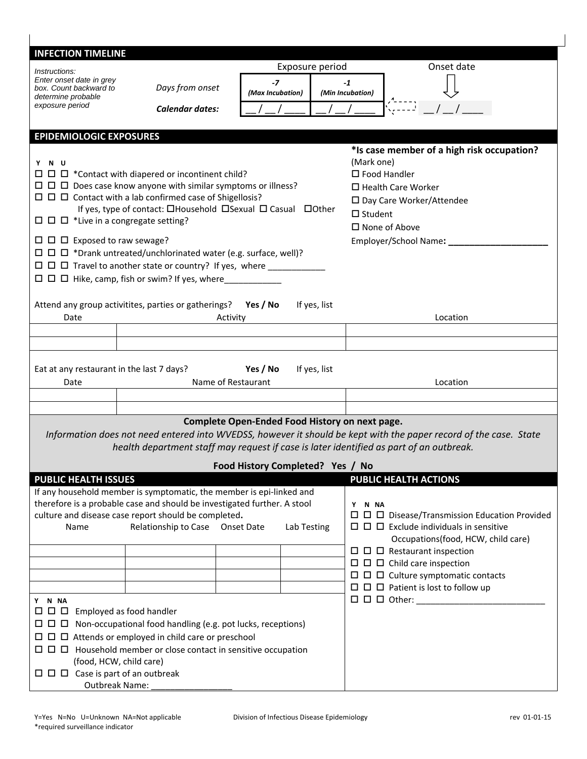## INFECTION TIMELINE

*Instructions: Enter onset date in grey box. Count backward to determine probable exposure period*

| | Exposure period | | Onset date |
|---|---|---|---|
| *Days from onset* | *-7 (Max Incubation)* | *-1 (Min Incubation)* | |
| ***Calendar dates:*** | __ / __ / ____ | __ / __ / ____ | __ / __ / ____ |

## EPIDEMIOLOGIC EXPOSURES

Y N U

☐ ☐ ☐ *Contact with diapered or incontinent child?

☐ ☐ ☐ Does case know anyone with similar symptoms or illness?

☐ ☐ ☐ Contact with a lab confirmed case of Shigellosis?
If yes, type of contact: ☐Household ☐Sexual ☐ Casual ☐Other

☐ ☐ ☐ *Live in a congregate setting?

☐ ☐ ☐ Exposed to raw sewage?

☐ ☐ ☐ *Drank untreated/unchlorinated water (e.g. surface, well)?

☐ ☐ ☐ Travel to another state or country? If yes, where ____________

☐ ☐ ☐ Hike, camp, fish or swim? If yes, where____________

**\*Is case member of a high risk occupation?** (Mark one)

☐ Food Handler

☐ Health Care Worker

☐ Day Care Worker/Attendee

☐ Student

☐ None of Above

Employer/School Name**: ____________________**

Attend any group activitites, parties or gatherings? **Yes / No** If yes, list

| Date | Activity | Location |
|---|---|---|
| | | |
| | | |

Eat at any restaurant in the last 7 days? **Yes / No** If yes, list

| Date | Name of Restaurant | Location |
|---|---|---|
| | | |
| | | |

**Complete Open-Ended Food History on next page.**

*Information does not need entered into WVEDSS, however it should be kept with the paper record of the case. State health department staff may request if case is later identified as part of an outbreak.*

**Food History Completed? Yes / No**

## PUBLIC HEALTH ISSUES

If any household member is symptomatic, the member is epi-linked and therefore is a probable case and should be investigated further. A stool culture and disease case report should be completed**.**

| Name | Relationship to Case | Onset Date | Lab Testing |
|---|---|---|---|
| | | | |
| | | | |
| | | | |
| | | | |

Y N NA

☐ ☐ ☐ Employed as food handler

☐ ☐ ☐ Non-occupational food handling (e.g. pot lucks, receptions)

☐ ☐ ☐ Attends or employed in child care or preschool

☐ ☐ ☐ Household member or close contact in sensitive occupation (food, HCW, child care)

☐ ☐ ☐ Case is part of an outbreak
Outbreak Name: _________________

## PUBLIC HEALTH ACTIONS

Y N NA

☐ ☐ ☐ Disease/Transmission Education Provided

☐ ☐ ☐ Exclude individuals in sensitive Occupations(food, HCW, child care)

☐ ☐ ☐ Restaurant inspection

☐ ☐ ☐ Child care inspection

☐ ☐ ☐ Culture symptomatic contacts

☐ ☐ ☐ Patient is lost to follow up

☐ ☐ ☐ Other: ___________________________

Y=Yes N=No U=Unknown NA=Not applicable
*required surveillance indicator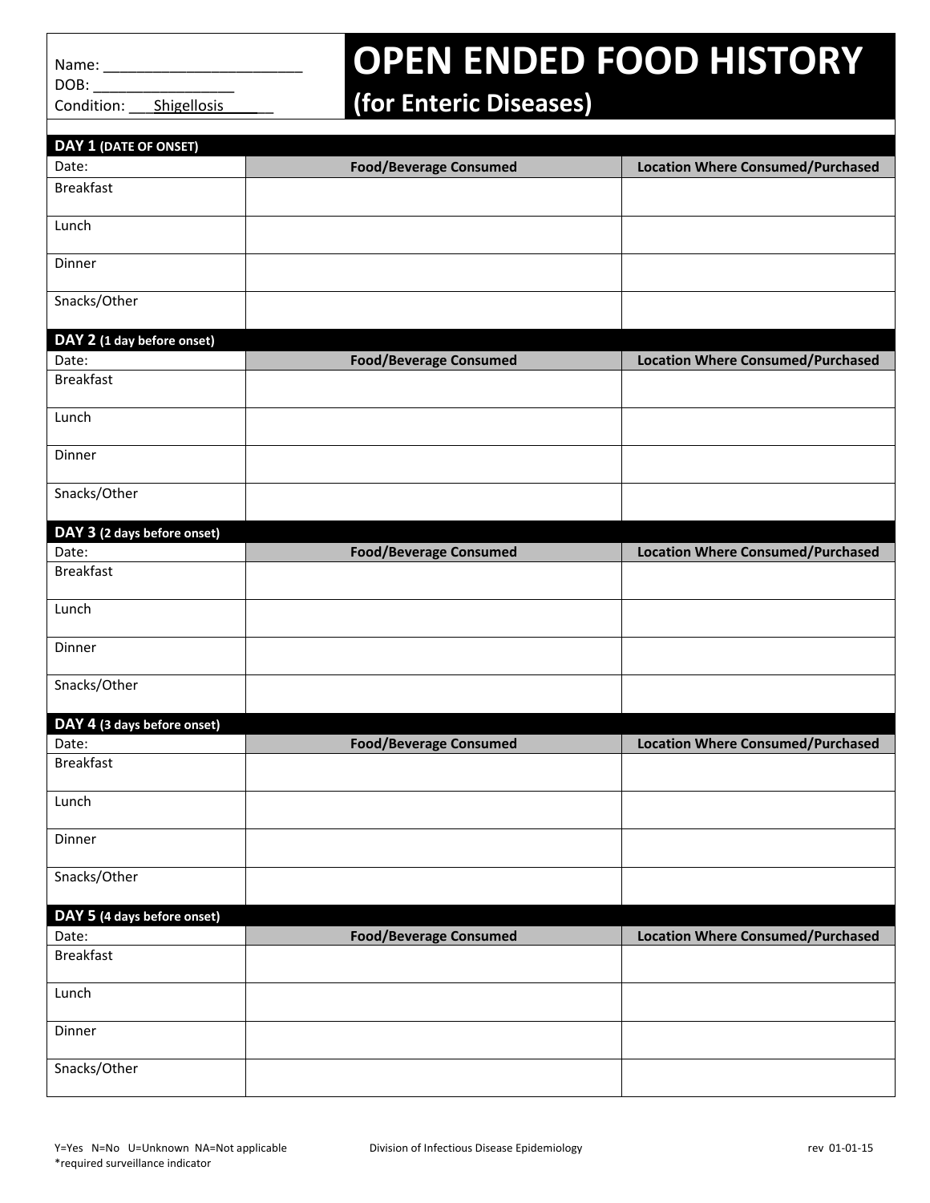Name: _______________________

DOB: _________________

Condition: ___Shigellosis______

# OPEN ENDED FOOD HISTORY

## (for Enteric Diseases)

| **DAY 1** (DATE OF ONSET) | | |
|---|---|---|
| Date: | **Food/Beverage Consumed** | **Location Where Consumed/Purchased** |
| Breakfast | | |
| Lunch | | |
| Dinner | | |
| Snacks/Other | | |

| **DAY 2** (1 day before onset) | | |
|---|---|---|
| Date: | **Food/Beverage Consumed** | **Location Where Consumed/Purchased** |
| Breakfast | | |
| Lunch | | |
| Dinner | | |
| Snacks/Other | | |

| **DAY 3** (2 days before onset) | | |
|---|---|---|
| Date: | **Food/Beverage Consumed** | **Location Where Consumed/Purchased** |
| Breakfast | | |
| Lunch | | |
| Dinner | | |
| Snacks/Other | | |

| **DAY 4** (3 days before onset) | | |
|---|---|---|
| Date: | **Food/Beverage Consumed** | **Location Where Consumed/Purchased** |
| Breakfast | | |
| Lunch | | |
| Dinner | | |
| Snacks/Other | | |

| **DAY 5** (4 days before onset) | | |
|---|---|---|
| Date: | **Food/Beverage Consumed** | **Location Where Consumed/Purchased** |
| Breakfast | | |
| Lunch | | |
| Dinner | | |
| Snacks/Other | | |

Y=Yes N=No U=Unknown NA=Not applicable

*required surveillance indicator

Division of Infectious Disease Epidemiology

rev 01-01-15